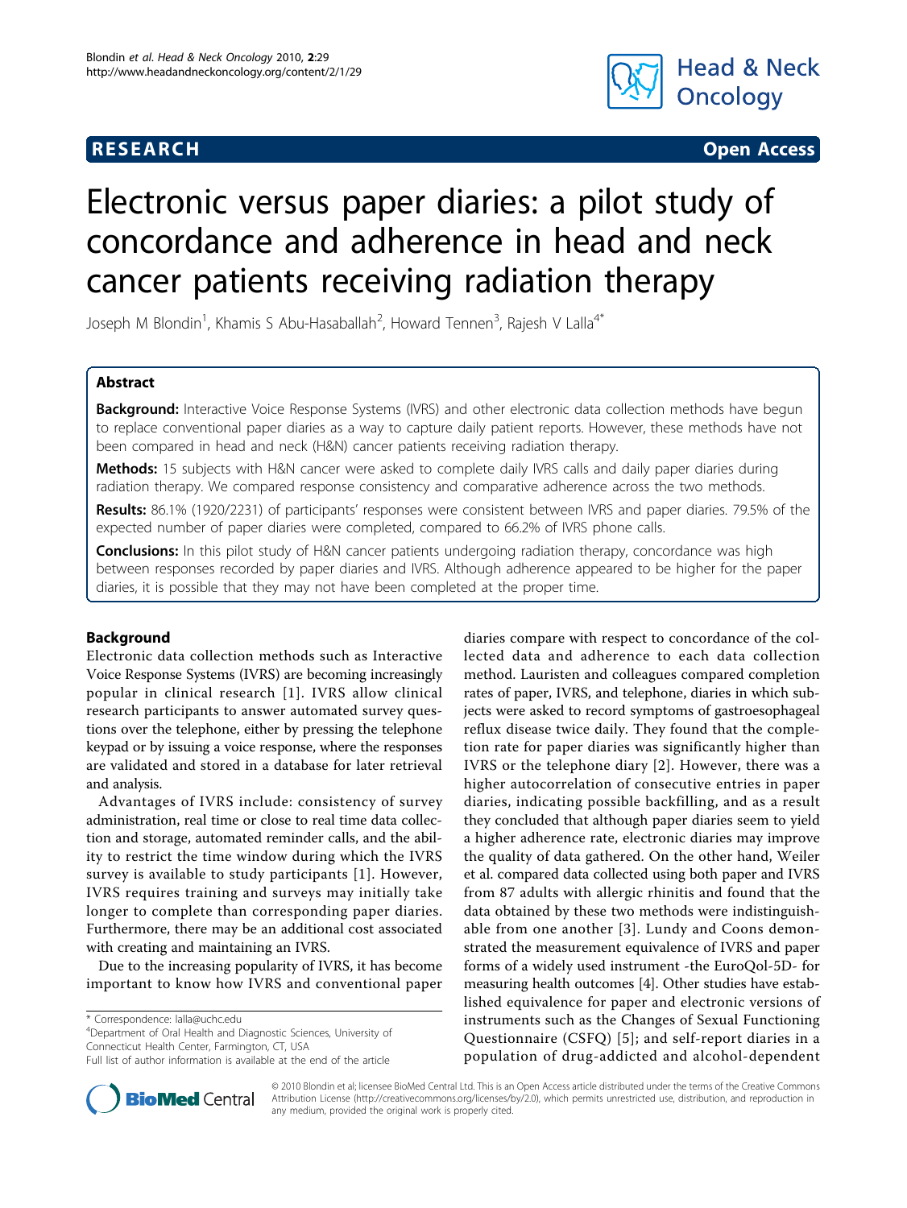**RESEARCH** **Open Access**

# Electronic versus paper diaries: a pilot study of concordance and adherence in head and neck cancer patients receiving radiation therapy

Joseph M Blondin[1], Khamis S Abu-Hasaballah[2], Howard Tennen[3], Rajesh V Lalla[4*]

## Abstract

**Background:** Interactive Voice Response Systems (IVRS) and other electronic data collection methods have begun to replace conventional paper diaries as a way to capture daily patient reports. However, these methods have not been compared in head and neck (H&N) cancer patients receiving radiation therapy.

**Methods:** 15 subjects with H&N cancer were asked to complete daily IVRS calls and daily paper diaries during radiation therapy. We compared response consistency and comparative adherence across the two methods.

**Results:** 86.1% (1920/2231) of participants' responses were consistent between IVRS and paper diaries. 79.5% of the expected number of paper diaries were completed, compared to 66.2% of IVRS phone calls.

**Conclusions:** In this pilot study of H&N cancer patients undergoing radiation therapy, concordance was high between responses recorded by paper diaries and IVRS. Although adherence appeared to be higher for the paper diaries, it is possible that they may not have been completed at the proper time.

## Background

Electronic data collection methods such as Interactive Voice Response Systems (IVRS) are becoming increasingly popular in clinical research [1]. IVRS allow clinical research participants to answer automated survey questions over the telephone, either by pressing the telephone keypad or by issuing a voice response, where the responses are validated and stored in a database for later retrieval and analysis.

Advantages of IVRS include: consistency of survey administration, real time or close to real time data collection and storage, automated reminder calls, and the ability to restrict the time window during which the IVRS survey is available to study participants [1]. However, IVRS requires training and surveys may initially take longer to complete than corresponding paper diaries. Furthermore, there may be an additional cost associated with creating and maintaining an IVRS.

Due to the increasing popularity of IVRS, it has become important to know how IVRS and conventional paper diaries compare with respect to concordance of the collected data and adherence to each data collection method. Lauristen and colleagues compared completion rates of paper, IVRS, and telephone, diaries in which subjects were asked to record symptoms of gastroesophageal reflux disease twice daily. They found that the completion rate for paper diaries was significantly higher than IVRS or the telephone diary [2]. However, there was a higher autocorrelation of consecutive entries in paper diaries, indicating possible backfilling, and as a result they concluded that although paper diaries seem to yield a higher adherence rate, electronic diaries may improve the quality of data gathered. On the other hand, Weiler et al. compared data collected using both paper and IVRS from 87 adults with allergic rhinitis and found that the data obtained by these two methods were indistinguishable from one another [3]. Lundy and Coons demonstrated the measurement equivalence of IVRS and paper forms of a widely used instrument -the EuroQol-5D- for measuring health outcomes [4]. Other studies have established equivalence for paper and electronic versions of instruments such as the Changes of Sexual Functioning Questionnaire (CSFQ) [5]; and self-report diaries in a population of drug-addicted and alcohol-dependent

\* Correspondence: lalla@uchc.edu
[4]Department of Oral Health and Diagnostic Sciences, University of Connecticut Health Center, Farmington, CT, USA
Full list of author information is available at the end of the article

© 2010 Blondin et al; licensee BioMed Central Ltd. This is an Open Access article distributed under the terms of the Creative Commons Attribution License (http://creativecommons.org/licenses/by/2.0), which permits unrestricted use, distribution, and reproduction in any medium, provided the original work is properly cited.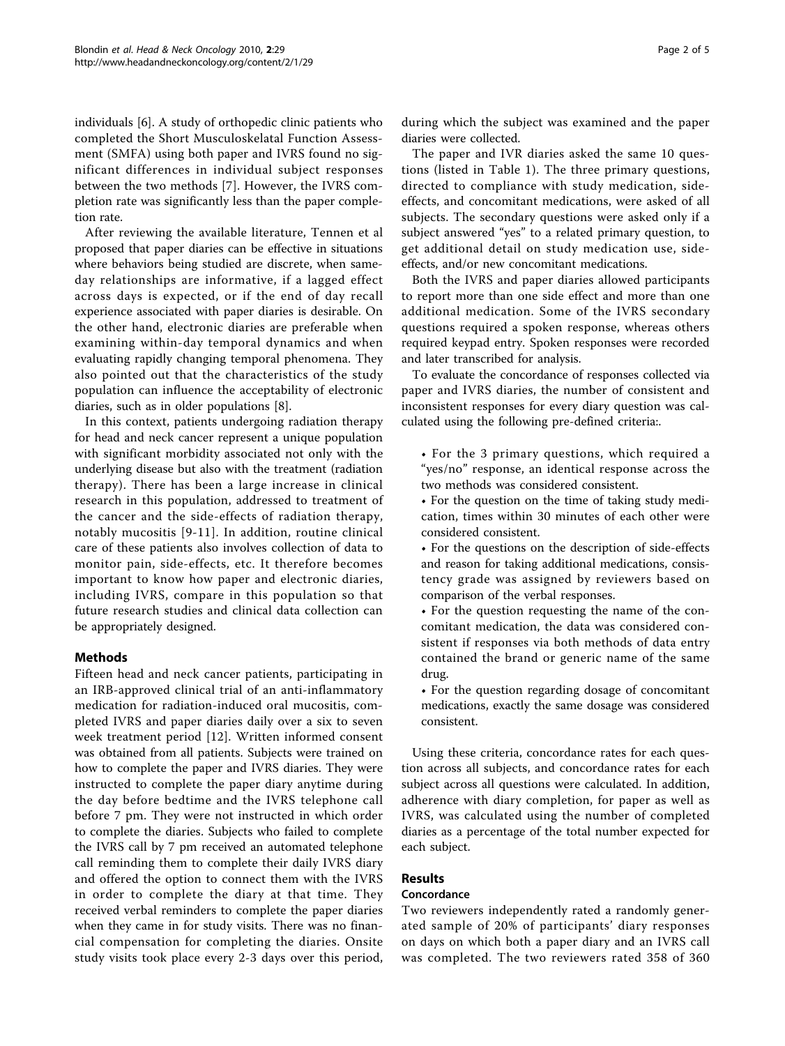individuals [6]. A study of orthopedic clinic patients who completed the Short Musculoskelatal Function Assessment (SMFA) using both paper and IVRS found no significant differences in individual subject responses between the two methods [7]. However, the IVRS completion rate was significantly less than the paper completion rate.

After reviewing the available literature, Tennen et al proposed that paper diaries can be effective in situations where behaviors being studied are discrete, when same-day relationships are informative, if a lagged effect across days is expected, or if the end of day recall experience associated with paper diaries is desirable. On the other hand, electronic diaries are preferable when examining within-day temporal dynamics and when evaluating rapidly changing temporal phenomena. They also pointed out that the characteristics of the study population can influence the acceptability of electronic diaries, such as in older populations [8].

In this context, patients undergoing radiation therapy for head and neck cancer represent a unique population with significant morbidity associated not only with the underlying disease but also with the treatment (radiation therapy). There has been a large increase in clinical research in this population, addressed to treatment of the cancer and the side-effects of radiation therapy, notably mucositis [9-11]. In addition, routine clinical care of these patients also involves collection of data to monitor pain, side-effects, etc. It therefore becomes important to know how paper and electronic diaries, including IVRS, compare in this population so that future research studies and clinical data collection can be appropriately designed.

## Methods

Fifteen head and neck cancer patients, participating in an IRB-approved clinical trial of an anti-inflammatory medication for radiation-induced oral mucositis, completed IVRS and paper diaries daily over a six to seven week treatment period [12]. Written informed consent was obtained from all patients. Subjects were trained on how to complete the paper and IVRS diaries. They were instructed to complete the paper diary anytime during the day before bedtime and the IVRS telephone call before 7 pm. They were not instructed in which order to complete the diaries. Subjects who failed to complete the IVRS call by 7 pm received an automated telephone call reminding them to complete their daily IVRS diary and offered the option to connect them with the IVRS in order to complete the diary at that time. They received verbal reminders to complete the paper diaries when they came in for study visits. There was no financial compensation for completing the diaries. Onsite study visits took place every 2-3 days over this period, during which the subject was examined and the paper diaries were collected.

The paper and IVR diaries asked the same 10 questions (listed in Table 1). The three primary questions, directed to compliance with study medication, side-effects, and concomitant medications, were asked of all subjects. The secondary questions were asked only if a subject answered "yes" to a related primary question, to get additional detail on study medication use, side-effects, and/or new concomitant medications.

Both the IVRS and paper diaries allowed participants to report more than one side effect and more than one additional medication. Some of the IVRS secondary questions required a spoken response, whereas others required keypad entry. Spoken responses were recorded and later transcribed for analysis.

To evaluate the concordance of responses collected via paper and IVRS diaries, the number of consistent and inconsistent responses for every diary question was calculated using the following pre-defined criteria:.

- For the 3 primary questions, which required a "yes/no" response, an identical response across the two methods was considered consistent.
- For the question on the time of taking study medication, times within 30 minutes of each other were considered consistent.
- For the questions on the description of side-effects and reason for taking additional medications, consistency grade was assigned by reviewers based on comparison of the verbal responses.
- For the question requesting the name of the concomitant medication, the data was considered consistent if responses via both methods of data entry contained the brand or generic name of the same drug.
- For the question regarding dosage of concomitant medications, exactly the same dosage was considered consistent.

Using these criteria, concordance rates for each question across all subjects, and concordance rates for each subject across all questions were calculated. In addition, adherence with diary completion, for paper as well as IVRS, was calculated using the number of completed diaries as a percentage of the total number expected for each subject.

## Results

### Concordance

Two reviewers independently rated a randomly generated sample of 20% of participants' diary responses on days on which both a paper diary and an IVRS call was completed. The two reviewers rated 358 of 360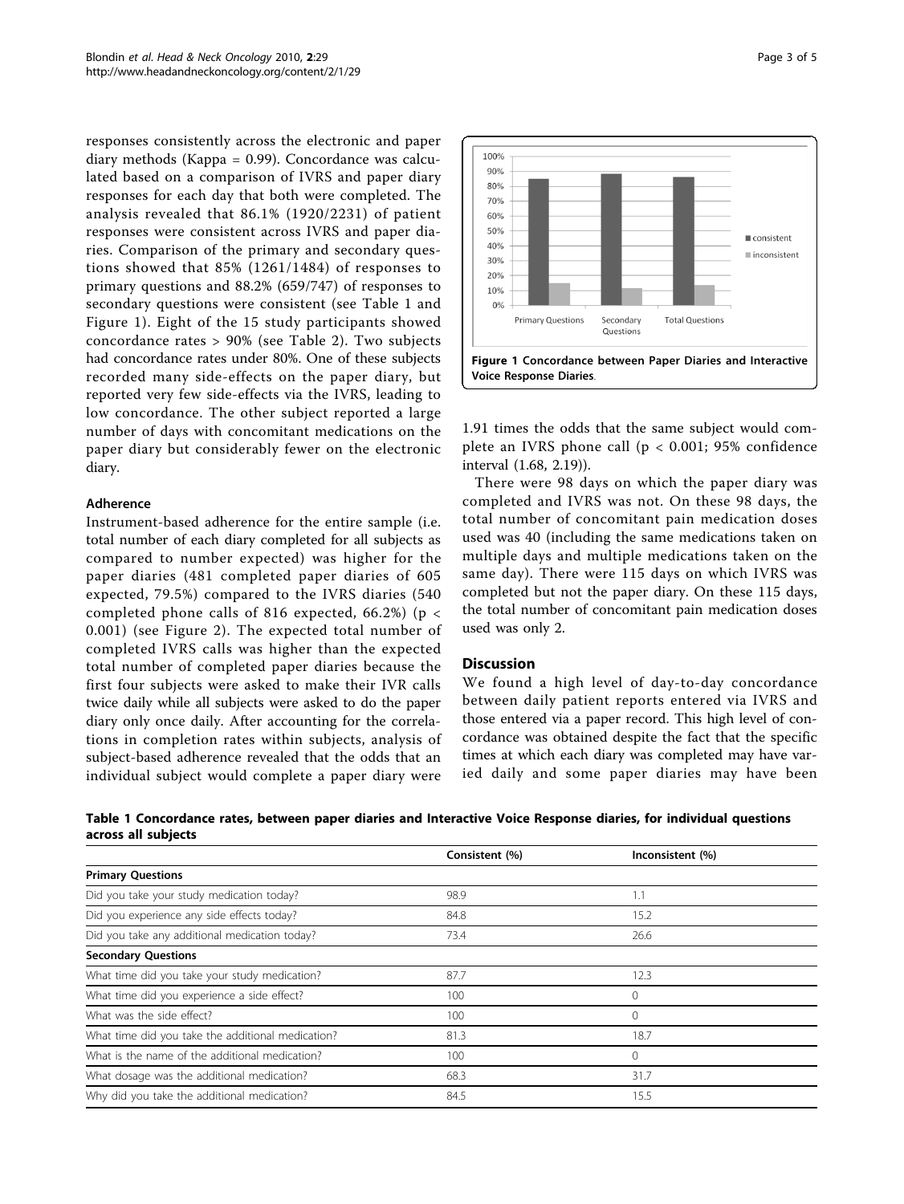responses consistently across the electronic and paper diary methods (Kappa = 0.99). Concordance was calculated based on a comparison of IVRS and paper diary responses for each day that both were completed. The analysis revealed that 86.1% (1920/2231) of patient responses were consistent across IVRS and paper diaries. Comparison of the primary and secondary questions showed that 85% (1261/1484) of responses to primary questions and 88.2% (659/747) of responses to secondary questions were consistent (see Table 1 and Figure 1). Eight of the 15 study participants showed concordance rates > 90% (see Table 2). Two subjects had concordance rates under 80%. One of these subjects recorded many side-effects on the paper diary, but reported very few side-effects via the IVRS, leading to low concordance. The other subject reported a large number of days with concomitant medications on the paper diary but considerably fewer on the electronic diary.

**Figure 1 Concordance between Paper Diaries and Interactive Voice Response Diaries.**

### Adherence

Instrument-based adherence for the entire sample (i.e. total number of each diary completed for all subjects as compared to number expected) was higher for the paper diaries (481 completed paper diaries of 605 expected, 79.5%) compared to the IVRS diaries (540 completed phone calls of 816 expected, 66.2%) ($p < 0.001$) (see Figure 2). The expected total number of completed IVRS calls was higher than the expected total number of completed paper diaries because the first four subjects were asked to make their IVR calls twice daily while all subjects were asked to do the paper diary only once daily. After accounting for the correlations in completion rates within subjects, analysis of subject-based adherence revealed that the odds that an individual subject would complete a paper diary were 1.91 times the odds that the same subject would complete an IVRS phone call ($p < 0.001$; 95% confidence interval (1.68, 2.19)).

There were 98 days on which the paper diary was completed and IVRS was not. On these 98 days, the total number of concomitant pain medication doses used was 40 (including the same medications taken on multiple days and multiple medications taken on the same day). There were 115 days on which IVRS was completed but not the paper diary. On these 115 days, the total number of concomitant pain medication doses used was only 2.

## Discussion

We found a high level of day-to-day concordance between daily patient reports entered via IVRS and those entered via a paper record. This high level of concordance was obtained despite the fact that the specific times at which each diary was completed may have varied daily and some paper diaries may have been

**Table 1 Concordance rates, between paper diaries and Interactive Voice Response diaries, for individual questions across all subjects**

| | Consistent (%) | Inconsistent (%) |
|---|---|---|
| **Primary Questions** | | |
| Did you take your study medication today? | 98.9 | 1.1 |
| Did you experience any side effects today? | 84.8 | 15.2 |
| Did you take any additional medication today? | 73.4 | 26.6 |
| **Secondary Questions** | | |
| What time did you take your study medication? | 87.7 | 12.3 |
| What time did you experience a side effect? | 100 | 0 |
| What was the side effect? | 100 | 0 |
| What time did you take the additional medication? | 81.3 | 18.7 |
| What is the name of the additional medication? | 100 | 0 |
| What dosage was the additional medication? | 68.3 | 31.7 |
| Why did you take the additional medication? | 84.5 | 15.5 |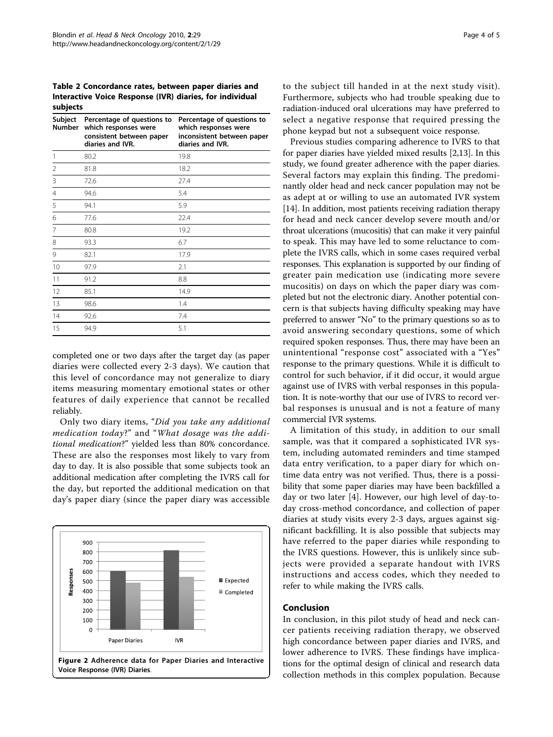**Table 2 Concordance rates, between paper diaries and Interactive Voice Response (IVR) diaries, for individual subjects**

| Subject Number | Percentage of questions to which responses were consistent between paper diaries and IVR. | Percentage of questions to which responses were inconsistent between paper diaries and IVR. |
|---|---|---|
| 1 | 80.2 | 19.8 |
| 2 | 81.8 | 18.2 |
| 3 | 72.6 | 27.4 |
| 4 | 94.6 | 5.4 |
| 5 | 94.1 | 5.9 |
| 6 | 77.6 | 22.4 |
| 7 | 80.8 | 19.2 |
| 8 | 93.3 | 6.7 |
| 9 | 82.1 | 17.9 |
| 10 | 97.9 | 2.1 |
| 11 | 91.2 | 8.8 |
| 12 | 85.1 | 14.9 |
| 13 | 98.6 | 1.4 |
| 14 | 92.6 | 7.4 |
| 15 | 94.9 | 5.1 |

completed one or two days after the target day (as paper diaries were collected every 2-3 days). We caution that this level of concordance may not generalize to diary items measuring momentary emotional states or other features of daily experience that cannot be recalled reliably.

Only two diary items, "*Did you take any additional medication today*?" and "*What dosage was the additional medication*?" yielded less than 80% concordance. These are also the responses most likely to vary from day to day. It is also possible that some subjects took an additional medication after completing the IVRS call for the day, but reported the additional medication on that day's paper diary (since the paper diary was accessible to the subject till handed in at the next study visit). Furthermore, subjects who had trouble speaking due to radiation-induced oral ulcerations may have preferred to select a negative response that required pressing the phone keypad but not a subsequent voice response.

**Figure 2 Adherence data for Paper Diaries and Interactive Voice Response (IVR) Diaries**.

Previous studies comparing adherence to IVRS to that for paper diaries have yielded mixed results [2,13]. In this study, we found greater adherence with the paper diaries. Several factors may explain this finding. The predominantly older head and neck cancer population may not be as adept at or willing to use an automated IVR system [14]. In addition, most patients receiving radiation therapy for head and neck cancer develop severe mouth and/or throat ulcerations (mucositis) that can make it very painful to speak. This may have led to some reluctance to complete the IVRS calls, which in some cases required verbal responses. This explanation is supported by our finding of greater pain medication use (indicating more severe mucositis) on days on which the paper diary was completed but not the electronic diary. Another potential concern is that subjects having difficulty speaking may have preferred to answer "No" to the primary questions so as to avoid answering secondary questions, some of which required spoken responses. Thus, there may have been an unintentional "response cost" associated with a "Yes" response to the primary questions. While it is difficult to control for such behavior, if it did occur, it would argue against use of IVRS with verbal responses in this population. It is note-worthy that our use of IVRS to record verbal responses is unusual and is not a feature of many commercial IVR systems.

A limitation of this study, in addition to our small sample, was that it compared a sophisticated IVR system, including automated reminders and time stamped data entry verification, to a paper diary for which on-time data entry was not verified. Thus, there is a possibility that some paper diaries may have been backfilled a day or two later [4]. However, our high level of day-to-day cross-method concordance, and collection of paper diaries at study visits every 2-3 days, argues against significant backfilling. It is also possible that subjects may have referred to the paper diaries while responding to the IVRS questions. However, this is unlikely since subjects were provided a separate handout with IVRS instructions and access codes, which they needed to refer to while making the IVRS calls.

## Conclusion

In conclusion, in this pilot study of head and neck cancer patients receiving radiation therapy, we observed high concordance between paper diaries and IVRS, and lower adherence to IVRS. These findings have implications for the optimal design of clinical and research data collection methods in this complex population. Because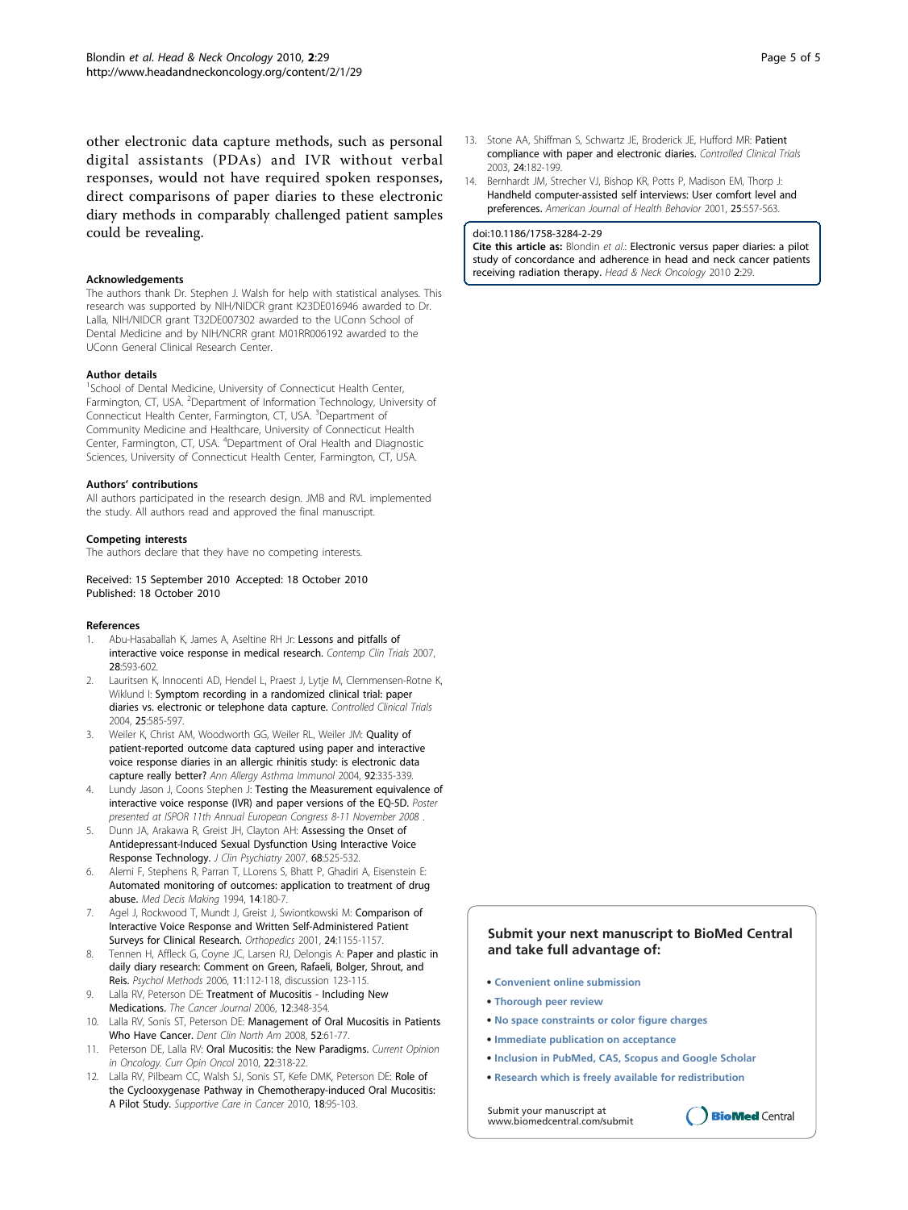other electronic data capture methods, such as personal digital assistants (PDAs) and IVR without verbal responses, would not have required spoken responses, direct comparisons of paper diaries to these electronic diary methods in comparably challenged patient samples could be revealing.

#### Acknowledgements

The authors thank Dr. Stephen J. Walsh for help with statistical analyses. This research was supported by NIH/NIDCR grant K23DE016946 awarded to Dr. Lalla, NIH/NIDCR grant T32DE007302 awarded to the UConn School of Dental Medicine and by NIH/NCRR grant M01RR006192 awarded to the UConn General Clinical Research Center.

#### Author details

[1]School of Dental Medicine, University of Connecticut Health Center, Farmington, CT, USA. [2]Department of Information Technology, University of Connecticut Health Center, Farmington, CT, USA. [3]Department of Community Medicine and Healthcare, University of Connecticut Health Center, Farmington, CT, USA. [4]Department of Oral Health and Diagnostic Sciences, University of Connecticut Health Center, Farmington, CT, USA.

#### Authors' contributions

All authors participated in the research design. JMB and RVL implemented the study. All authors read and approved the final manuscript.

#### Competing interests

The authors declare that they have no competing interests.

Received: 15 September 2010 Accepted: 18 October 2010
Published: 18 October 2010

#### References

1. Abu-Hasaballah K, James A, Aseltine RH Jr: **Lessons and pitfalls of interactive voice response in medical research.** *Contemp Clin Trials* 2007, **28**:593-602.
2. Lauritsen K, Innocenti AD, Hendel L, Praest J, Lytje M, Clemmensen-Rotne K, Wiklund I: **Symptom recording in a randomized clinical trial: paper diaries vs. electronic or telephone data capture.** *Controlled Clinical Trials* 2004, **25**:585-597.
3. Weiler K, Christ AM, Woodworth GG, Weiler RL, Weiler JM: **Quality of patient-reported outcome data captured using paper and interactive voice response diaries in an allergic rhinitis study: is electronic data capture really better?** *Ann Allergy Asthma Immunol* 2004, **92**:335-339.
4. Lundy Jason J, Coons Stephen J: **Testing the Measurement equivalence of interactive voice response (IVR) and paper versions of the EQ-5D.** *Poster presented at ISPOR 11th Annual European Congress 8-11 November 2008* .
5. Dunn JA, Arakawa R, Greist JH, Clayton AH: **Assessing the Onset of Antidepressant-Induced Sexual Dysfunction Using Interactive Voice Response Technology.** *J Clin Psychiatry* 2007, **68**:525-532.
6. Alemi F, Stephens R, Parran T, LLorens S, Bhatt P, Ghadiri A, Eisenstein E: **Automated monitoring of outcomes: application to treatment of drug abuse.** *Med Decis Making* 1994, **14**:180-7.
7. Agel J, Rockwood T, Mundt J, Greist J, Swiontkowski M: **Comparison of Interactive Voice Response and Written Self-Administered Patient Surveys for Clinical Research.** *Orthopedics* 2001, **24**:1155-1157.
8. Tennen H, Affleck G, Coyne JC, Larsen RJ, Delongis A: **Paper and plastic in daily diary research: Comment on Green, Rafaeli, Bolger, Shrout, and Reis.** *Psychol Methods* 2006, **11**:112-118, discussion 123-115.
9. Lalla RV, Peterson DE: **Treatment of Mucositis - Including New Medications.** *The Cancer Journal* 2006, **12**:348-354.
10. Lalla RV, Sonis ST, Peterson DE: **Management of Oral Mucositis in Patients Who Have Cancer.** *Dent Clin North Am* 2008, **52**:61-77.
11. Peterson DE, Lalla RV: **Oral Mucositis: the New Paradigms.** *Current Opinion in Oncology. Curr Opin Oncol* 2010, **22**:318-22.
12. Lalla RV, Pilbeam CC, Walsh SJ, Sonis ST, Kefe DMK, Peterson DE: **Role of the Cyclooxygenase Pathway in Chemotherapy-induced Oral Mucositis: A Pilot Study.** *Supportive Care in Cancer* 2010, **18**:95-103.
13. Stone AA, Shiffman S, Schwartz JE, Broderick JE, Hufford MR: **Patient compliance with paper and electronic diaries.** *Controlled Clinical Trials* 2003, **24**:182-199.
14. Bernhardt JM, Strecher VJ, Bishop KR, Potts P, Madison EM, Thorp J: **Handheld computer-assisted self interviews: User comfort level and preferences.** *American Journal of Health Behavior* 2001, **25**:557-563.

doi:10.1186/1758-3284-2-29
**Cite this article as:** Blondin *et al.*: Electronic versus paper diaries: a pilot study of concordance and adherence in head and neck cancer patients receiving radiation therapy. *Head & Neck Oncology* 2010 **2**:29.

**Submit your next manuscript to BioMed Central and take full advantage of:**

- Convenient online submission
- Thorough peer review
- No space constraints or color figure charges
- Immediate publication on acceptance
- Inclusion in PubMed, CAS, Scopus and Google Scholar
- Research which is freely available for redistribution

Submit your manuscript at
www.biomedcentral.com/submit

BioMed Central